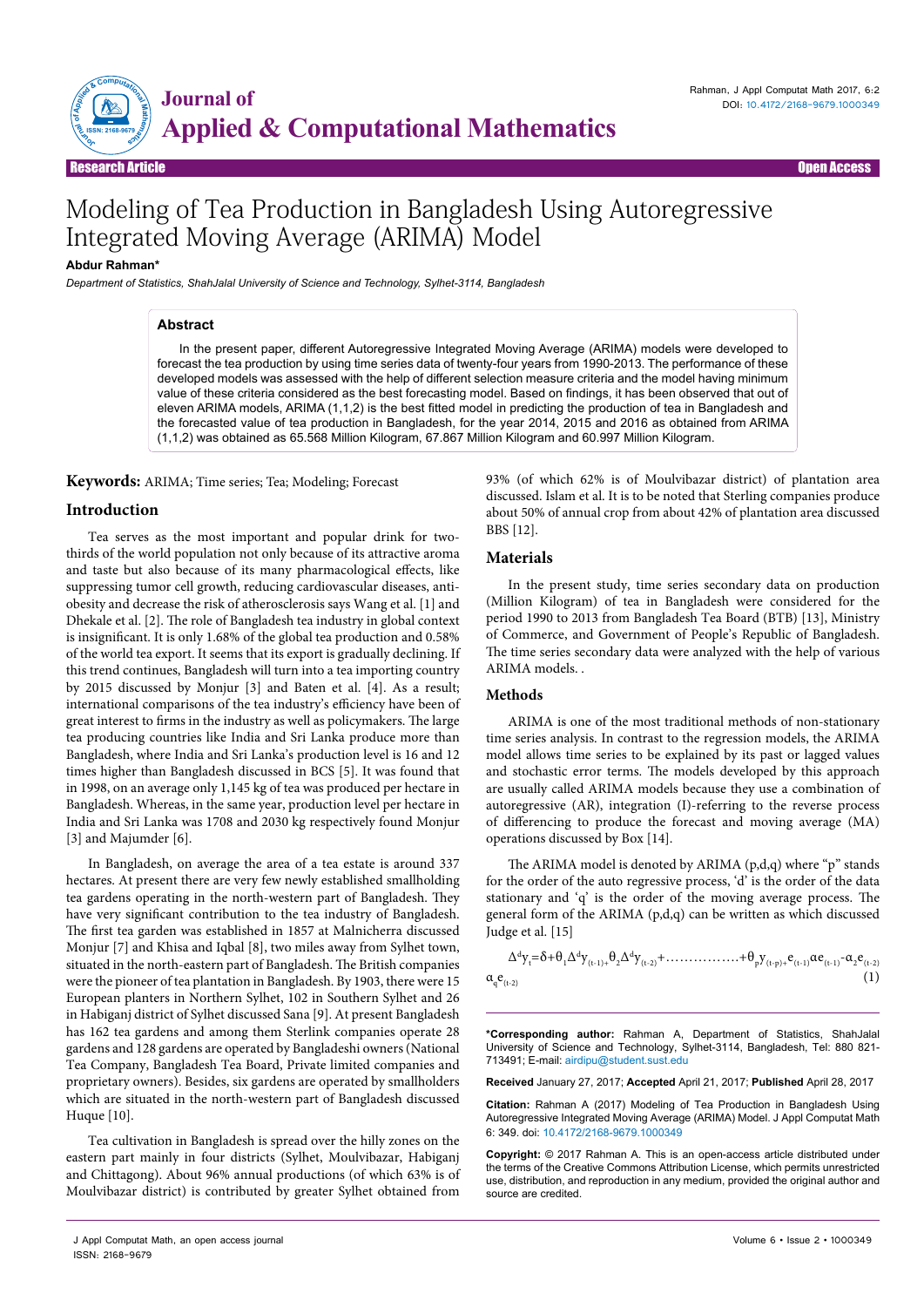# Modeling of Tea Production in Bangladesh Using Autoregressive Integrated Moving Average (ARIMA) Model

**Abdur Rahman***

*Department of Statistics, ShahJalal University of Science and Technology, Sylhet-3114, Bangladesh*

Research Article — Open Access

## Abstract

In the present paper, different Autoregressive Integrated Moving Average (ARIMA) models were developed to forecast the tea production by using time series data of twenty-four years from 1990-2013. The performance of these developed models was assessed with the help of different selection measure criteria and the model having minimum value of these criteria considered as the best forecasting model. Based on findings, it has been observed that out of eleven ARIMA models, ARIMA (1,1,2) is the best fitted model in predicting the production of tea in Bangladesh and the forecasted value of tea production in Bangladesh, for the year 2014, 2015 and 2016 as obtained from ARIMA (1,1,2) was obtained as 65.568 Million Kilogram, 67.867 Million Kilogram and 60.997 Million Kilogram.

**Keywords:** ARIMA; Time series; Tea; Modeling; Forecast

## Introduction

Tea serves as the most important and popular drink for two-thirds of the world population not only because of its attractive aroma and taste but also because of its many pharmacological effects, like suppressing tumor cell growth, reducing cardiovascular diseases, anti-obesity and decrease the risk of atherosclerosis says Wang et al. [1] and Dhekale et al. [2]. The role of Bangladesh tea industry in global context is insignificant. It is only 1.68% of the global tea production and 0.58% of the world tea export. It seems that its export is gradually declining. If this trend continues, Bangladesh will turn into a tea importing country by 2015 discussed by Monjur [3] and Baten et al. [4]. As a result; international comparisons of the tea industry's efficiency have been of great interest to firms in the industry as well as policymakers. The large tea producing countries like India and Sri Lanka produce more than Bangladesh, where India and Sri Lanka's production level is 16 and 12 times higher than Bangladesh discussed in BCS [5]. It was found that in 1998, on an average only 1,145 kg of tea was produced per hectare in Bangladesh. Whereas, in the same year, production level per hectare in India and Sri Lanka was 1708 and 2030 kg respectively found Monjur [3] and Majumder [6].

In Bangladesh, on average the area of a tea estate is around 337 hectares. At present there are very few newly established smallholding tea gardens operating in the north-western part of Bangladesh. They have very significant contribution to the tea industry of Bangladesh. The first tea garden was established in 1857 at Malnicherra discussed Monjur [7] and Khisa and Iqbal [8], two miles away from Sylhet town, situated in the north-eastern part of Bangladesh. The British companies were the pioneer of tea plantation in Bangladesh. By 1903, there were 15 European planters in Northern Sylhet, 102 in Southern Sylhet and 26 in Habiganj district of Sylhet discussed Sana [9]. At present Bangladesh has 162 tea gardens and among them Sterlink companies operate 28 gardens and 128 gardens are operated by Bangladeshi owners (National Tea Company, Bangladesh Tea Board, Private limited companies and proprietary owners). Besides, six gardens are operated by smallholders which are situated in the north-western part of Bangladesh discussed Huque [10].

Tea cultivation in Bangladesh is spread over the hilly zones on the eastern part mainly in four districts (Sylhet, Moulvibazar, Habiganj and Chittagong). About 96% annual productions (of which 63% is of Moulvibazar district) is contributed by greater Sylhet obtained from 93% (of which 62% is of Moulvibazar district) of plantation area discussed. Islam et al. It is to be noted that Sterling companies produce about 50% of annual crop from about 42% of plantation area discussed BBS [12].

## Materials

In the present study, time series secondary data on production (Million Kilogram) of tea in Bangladesh were considered for the period 1990 to 2013 from Bangladesh Tea Board (BTB) [13], Ministry of Commerce, and Government of People's Republic of Bangladesh. The time series secondary data were analyzed with the help of various ARIMA models. .

## Methods

ARIMA is one of the most traditional methods of non-stationary time series analysis. In contrast to the regression models, the ARIMA model allows time series to be explained by its past or lagged values and stochastic error terms. The models developed by this approach are usually called ARIMA models because they use a combination of autoregressive (AR), integration (I)-referring to the reverse process of differencing to produce the forecast and moving average (MA) operations discussed by Box [14].

The ARIMA model is denoted by ARIMA (p,d,q) where "p" stands for the order of the auto regressive process, 'd' is the order of the data stationary and 'q' is the order of the moving average process. The general form of the ARIMA (p,d,q) can be written as which discussed Judge et al. [15]

$$\Delta^d y_t = \delta + \theta_1 \Delta^d y_{(t-1)} + \theta_2 \Delta^d y_{(t-2)} + \ldots\ldots\ldots\ldots\ldots + \theta_p y_{(t-p)} + e_{(t-1)} \alpha e_{(t-1)} - \alpha_2 e_{(t-2)} \alpha_q e_{(t-2)} \quad (1)$$

***Corresponding author:** Rahman A, Department of Statistics, ShahJalal University of Science and Technology, Sylhet-3114, Bangladesh, Tel: 880 821-713491; E-mail: airdipu@student.sust.edu

**Received** January 27, 2017; **Accepted** April 21, 2017; **Published** April 28, 2017

**Citation:** Rahman A (2017) Modeling of Tea Production in Bangladesh Using Autoregressive Integrated Moving Average (ARIMA) Model. J Appl Computat Math 6: 349. doi: 10.4172/2168-9679.1000349

**Copyright:** © 2017 Rahman A. This is an open-access article distributed under the terms of the Creative Commons Attribution License, which permits unrestricted use, distribution, and reproduction in any medium, provided the original author and source are credited.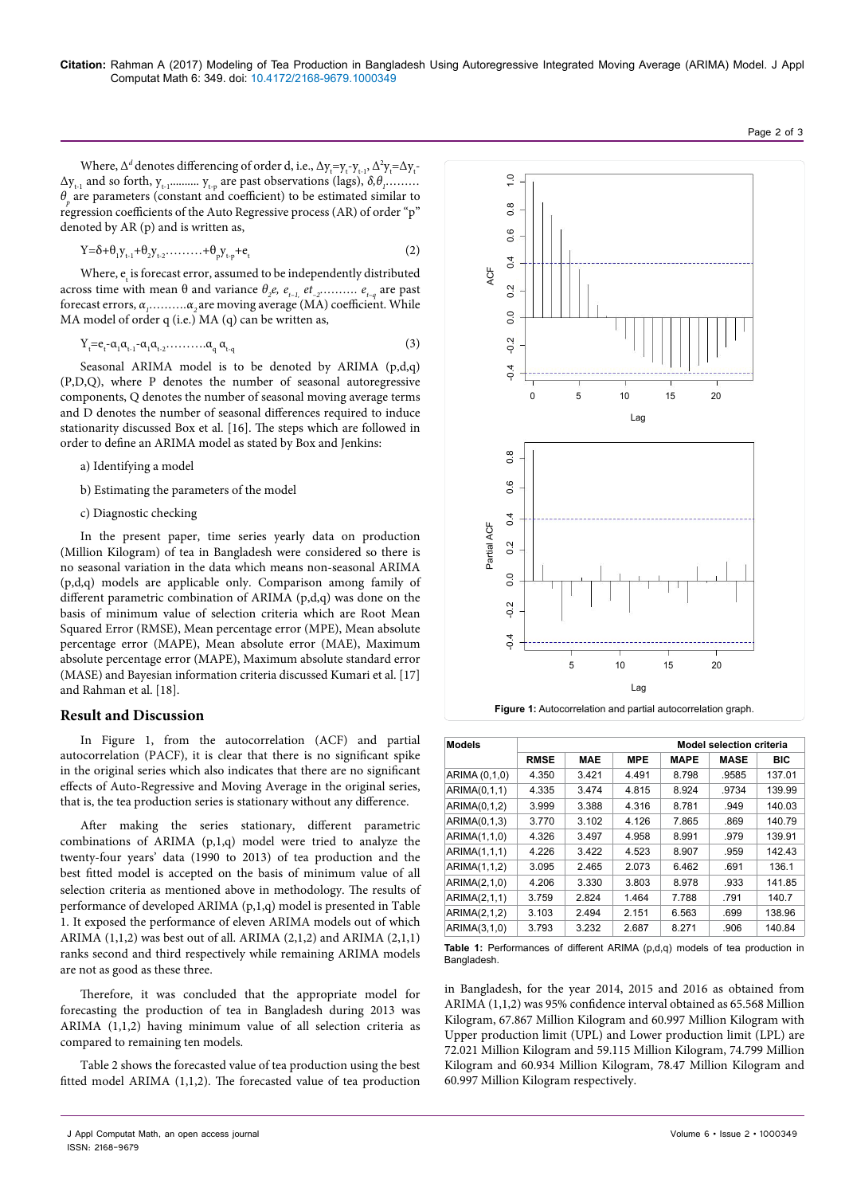Where, $\Delta^d$ denotes differencing of order d, i.e., $\Delta y_t = y_t - y_{t-1}$, $\Delta^2 y_t = \Delta y_t - \Delta y_{t-1}$ and so forth, $y_{t-1}$.......... $y_{t-p}$ are past observations (lags), $\delta, \theta_1$......... $\theta_p$ are parameters (constant and coefficient) to be estimated similar to regression coefficients of the Auto Regressive process (AR) of order "p" denoted by AR (p) and is written as,

$$Y = \delta + \theta_1 y_{t-1} + \theta_2 y_{t-2} \ldots\ldots\ldots + \theta_p y_{t-p} + e_t \tag{2}$$

Where, $e_t$ is forecast error, assumed to be independently distributed across time with mean θ and variance $\theta_2 e$, $e_{t-1}$, $et_{-2}$......... $e_{t-q}$ are past forecast errors, $\alpha_1$..........$\alpha_2$ are moving average (MA) coefficient. While MA model of order q (i.e.) MA (q) can be written as,

$$Y_t = e_t - \alpha_1 \alpha_{t-1} - \alpha_1 \alpha_{t-2} \ldots\ldots\ldots\ldots \alpha_q \alpha_{t-q} \tag{3}$$

Seasonal ARIMA model is to be denoted by ARIMA (p,d,q) (P,D,Q), where P denotes the number of seasonal autoregressive components, Q denotes the number of seasonal moving average terms and D denotes the number of seasonal differences required to induce stationarity discussed Box et al. [16]. The steps which are followed in order to define an ARIMA model as stated by Box and Jenkins:

a) Identifying a model

b) Estimating the parameters of the model

c) Diagnostic checking

In the present paper, time series yearly data on production (Million Kilogram) of tea in Bangladesh were considered so there is no seasonal variation in the data which means non-seasonal ARIMA (p,d,q) models are applicable only. Comparison among family of different parametric combination of ARIMA (p,d,q) was done on the basis of minimum value of selection criteria which are Root Mean Squared Error (RMSE), Mean percentage error (MPE), Mean absolute percentage error (MAPE), Mean absolute error (MAE), Maximum absolute percentage error (MAPE), Maximum absolute standard error (MASE) and Bayesian information criteria discussed Kumari et al. [17] and Rahman et al. [18].

## Result and Discussion

In Figure 1, from the autocorrelation (ACF) and partial autocorrelation (PACF), it is clear that there is no significant spike in the original series which also indicates that there are no significant effects of Auto-Regressive and Moving Average in the original series, that is, the tea production series is stationary without any difference.

After making the series stationary, different parametric combinations of ARIMA (p,1,q) model were tried to analyze the twenty-four years' data (1990 to 2013) of tea production and the best fitted model is accepted on the basis of minimum value of all selection criteria as mentioned above in methodology. The results of performance of developed ARIMA (p,1,q) model is presented in Table 1. It exposed the performance of eleven ARIMA models out of which ARIMA (1,1,2) was best out of all. ARIMA (2,1,2) and ARIMA (2,1,1) ranks second and third respectively while remaining ARIMA models are not as good as these three.

Therefore, it was concluded that the appropriate model for forecasting the production of tea in Bangladesh during 2013 was ARIMA (1,1,2) having minimum value of all selection criteria as compared to remaining ten models.

Table 2 shows the forecasted value of tea production using the best fitted model ARIMA (1,1,2). The forecasted value of tea production in Bangladesh, for the year 2014, 2015 and 2016 as obtained from ARIMA (1,1,2) was 95% confidence interval obtained as 65.568 Million Kilogram, 67.867 Million Kilogram and 60.997 Million Kilogram with Upper production limit (UPL) and Lower production limit (LPL) are 72.021 Million Kilogram and 59.115 Million Kilogram, 74.799 Million Kilogram and 60.934 Million Kilogram, 78.47 Million Kilogram and 60.997 Million Kilogram respectively.

**Figure 1:** Autocorrelation and partial autocorrelation graph.

| Models | Model selection criteria | | | | | |
|---|---|---|---|---|---|---|
| | RMSE | MAE | MPE | MAPE | MASE | BIC |
| ARIMA (0,1,0) | 4.350 | 3.421 | 4.491 | 8.798 | .9585 | 137.01 |
| ARIMA(0,1,1) | 4.335 | 3.474 | 4.815 | 8.924 | .9734 | 139.99 |
| ARIMA(0,1,2) | 3.999 | 3.388 | 4.316 | 8.781 | .949 | 140.03 |
| ARIMA(0,1,3) | 3.770 | 3.102 | 4.126 | 7.865 | .869 | 140.79 |
| ARIMA(1,1,0) | 4.326 | 3.497 | 4.958 | 8.991 | .979 | 139.91 |
| ARIMA(1,1,1) | 4.226 | 3.422 | 4.523 | 8.907 | .959 | 142.43 |
| ARIMA(1,1,2) | 3.095 | 2.465 | 2.073 | 6.462 | .691 | 136.1 |
| ARIMA(2,1,0) | 4.206 | 3.330 | 3.803 | 8.978 | .933 | 141.85 |
| ARIMA(2,1,1) | 3.759 | 2.824 | 1.464 | 7.788 | .791 | 140.7 |
| ARIMA(2,1,2) | 3.103 | 2.494 | 2.151 | 6.563 | .699 | 138.96 |
| ARIMA(3,1,0) | 3.793 | 3.232 | 2.687 | 8.271 | .906 | 140.84 |

**Table 1:** Performances of different ARIMA (p,d,q) models of tea production in Bangladesh.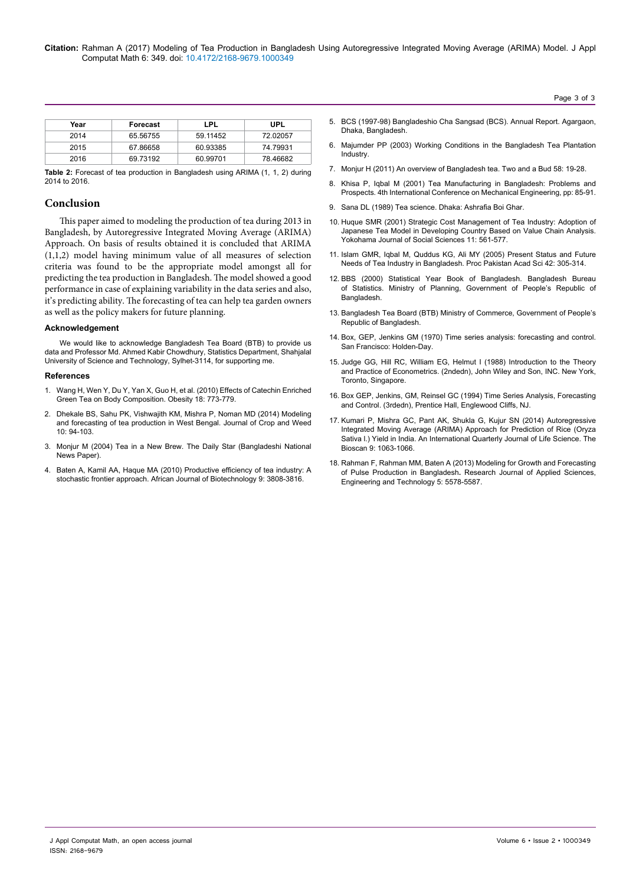| Year | Forecast | LPL | UPL |
|---|---|---|---|
| 2014 | 65.56755 | 59.11452 | 72.02057 |
| 2015 | 67.86658 | 60.93385 | 74.79931 |
| 2016 | 69.73192 | 60.99701 | 78.46682 |

**Table 2:** Forecast of tea production in Bangladesh using ARIMA (1, 1, 2) during 2014 to 2016.

## Conclusion

This paper aimed to modeling the production of tea during 2013 in Bangladesh, by Autoregressive Integrated Moving Average (ARIMA) Approach. On basis of results obtained it is concluded that ARIMA (1,1,2) model having minimum value of all measures of selection criteria was found to be the appropriate model amongst all for predicting the tea production in Bangladesh. The model showed a good performance in case of explaining variability in the data series and also, it's predicting ability. The forecasting of tea can help tea garden owners as well as the policy makers for future planning.

### Acknowledgement

We would like to acknowledge Bangladesh Tea Board (BTB) to provide us data and Professor Md. Ahmed Kabir Chowdhury, Statistics Department, Shahjalal University of Science and Technology, Sylhet-3114, for supporting me.

### References

1. Wang H, Wen Y, Du Y, Yan X, Guo H, et al. (2010) Effects of Catechin Enriched Green Tea on Body Composition. Obesity 18: 773-779.
2. Dhekale BS, Sahu PK, Vishwajith KM, Mishra P, Noman MD (2014) Modeling and forecasting of tea production in West Bengal. Journal of Crop and Weed 10: 94-103.
3. Monjur M (2004) Tea in a New Brew. The Daily Star (Bangladeshi National News Paper).
4. Baten A, Kamil AA, Haque MA (2010) Productive efficiency of tea industry: A stochastic frontier approach. African Journal of Biotechnology 9: 3808-3816.
5. BCS (1997-98) Bangladeshio Cha Sangsad (BCS). Annual Report. Agargaon, Dhaka, Bangladesh.
6. Majumder PP (2003) Working Conditions in the Bangladesh Tea Plantation Industry.
7. Monjur H (2011) An overview of Bangladesh tea. Two and a Bud 58: 19-28.
8. Khisa P, Iqbal M (2001) Tea Manufacturing in Bangladesh: Problems and Prospects. 4th International Conference on Mechanical Engineering, pp: 85-91.
9. Sana DL (1989) Tea science. Dhaka: Ashrafia Boi Ghar.
10. Huque SMR (2001) Strategic Cost Management of Tea Industry: Adoption of Japanese Tea Model in Developing Country Based on Value Chain Analysis. Yokohama Journal of Social Sciences 11: 561-577.
11. Islam GMR, Iqbal M, Quddus KG, Ali MY (2005) Present Status and Future Needs of Tea Industry in Bangladesh. Proc Pakistan Acad Sci 42: 305-314.
12. BBS (2000) Statistical Year Book of Bangladesh. Bangladesh Bureau of Statistics. Ministry of Planning, Government of People's Republic of Bangladesh.
13. Bangladesh Tea Board (BTB) Ministry of Commerce, Government of People's Republic of Bangladesh.
14. Box, GEP, Jenkins GM (1970) Time series analysis: forecasting and control. San Francisco: Holden-Day.
15. Judge GG, Hill RC, William EG, Helmut I (1988) Introduction to the Theory and Practice of Econometrics. (2ndedn), John Wiley and Son, INC. New York, Toronto, Singapore.
16. Box GEP, Jenkins, GM, Reinsel GC (1994) Time Series Analysis, Forecasting and Control. (3rdedn), Prentice Hall, Englewood Cliffs, NJ.
17. Kumari P, Mishra GC, Pant AK, Shukla G, Kujur SN (2014) Autoregressive Integrated Moving Average (ARIMA) Approach for Prediction of Rice (Oryza Sativa l.) Yield in India. An International Quarterly Journal of Life Science. The Bioscan 9: 1063-1066.
18. Rahman F, Rahman MM, Baten A (2013) Modeling for Growth and Forecasting of Pulse Production in Bangladesh. Research Journal of Applied Sciences, Engineering and Technology 5: 5578-5587.